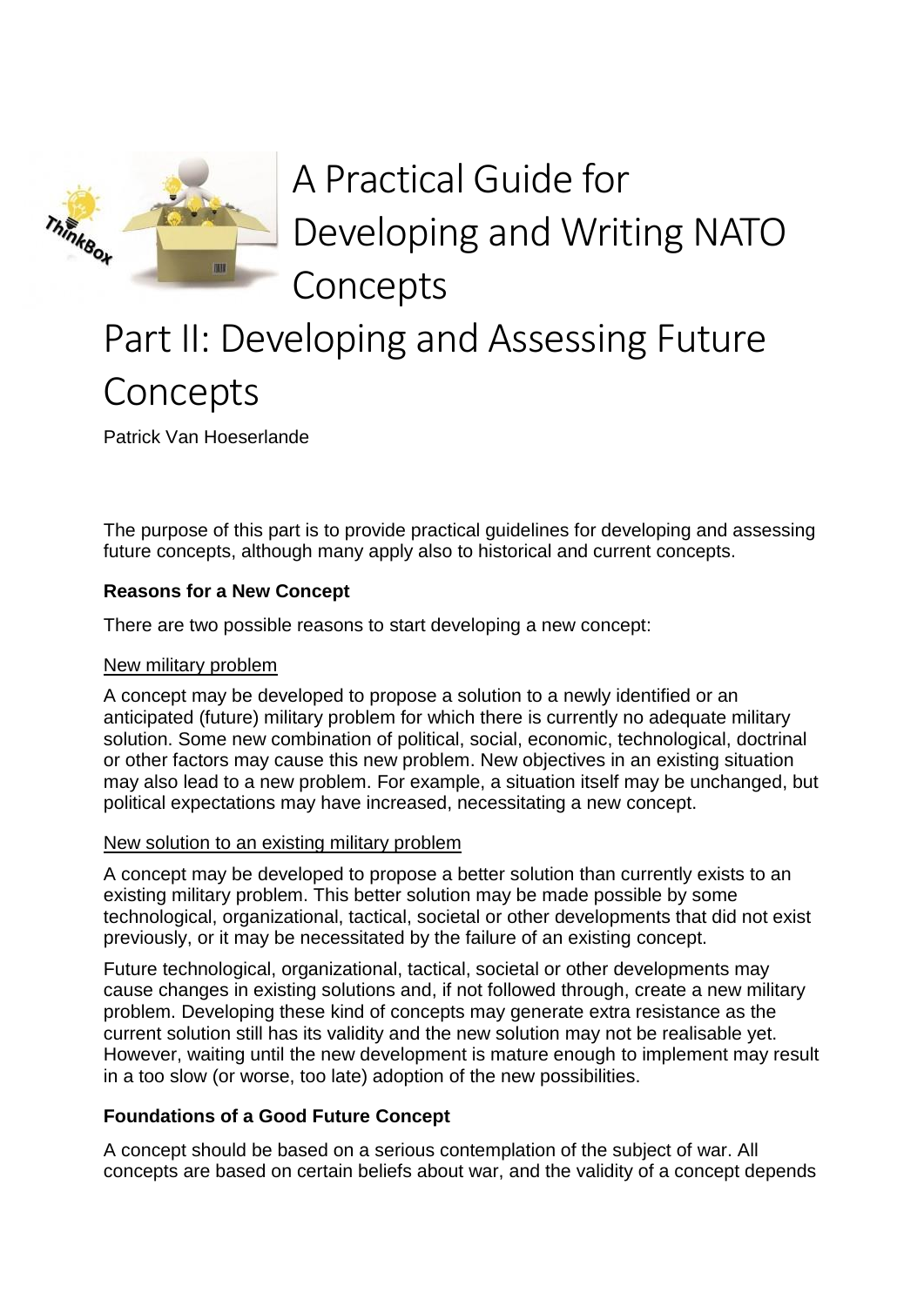# A Practical Guide for Developing and Writing NATO Concepts

## Part II: Developing and Assessing Future Concepts

Patrick Van Hoeserlande

The purpose of this part is to provide practical guidelines for developing and assessing future concepts, although many apply also to historical and current concepts.

### Reasons for a New Concept

There are two possible reasons to start developing a new concept:

#### New military problem

A concept may be developed to propose a solution to a newly identified or an anticipated (future) military problem for which there is currently no adequate military solution. Some new combination of political, social, economic, technological, doctrinal or other factors may cause this new problem. New objectives in an existing situation may also lead to a new problem. For example, a situation itself may be unchanged, but political expectations may have increased, necessitating a new concept.

#### New solution to an existing military problem

A concept may be developed to propose a better solution than currently exists to an existing military problem. This better solution may be made possible by some technological, organizational, tactical, societal or other developments that did not exist previously, or it may be necessitated by the failure of an existing concept.

Future technological, organizational, tactical, societal or other developments may cause changes in existing solutions and, if not followed through, create a new military problem. Developing these kind of concepts may generate extra resistance as the current solution still has its validity and the new solution may not be realisable yet. However, waiting until the new development is mature enough to implement may result in a too slow (or worse, too late) adoption of the new possibilities.

### Foundations of a Good Future Concept

A concept should be based on a serious contemplation of the subject of war. All concepts are based on certain beliefs about war, and the validity of a concept depends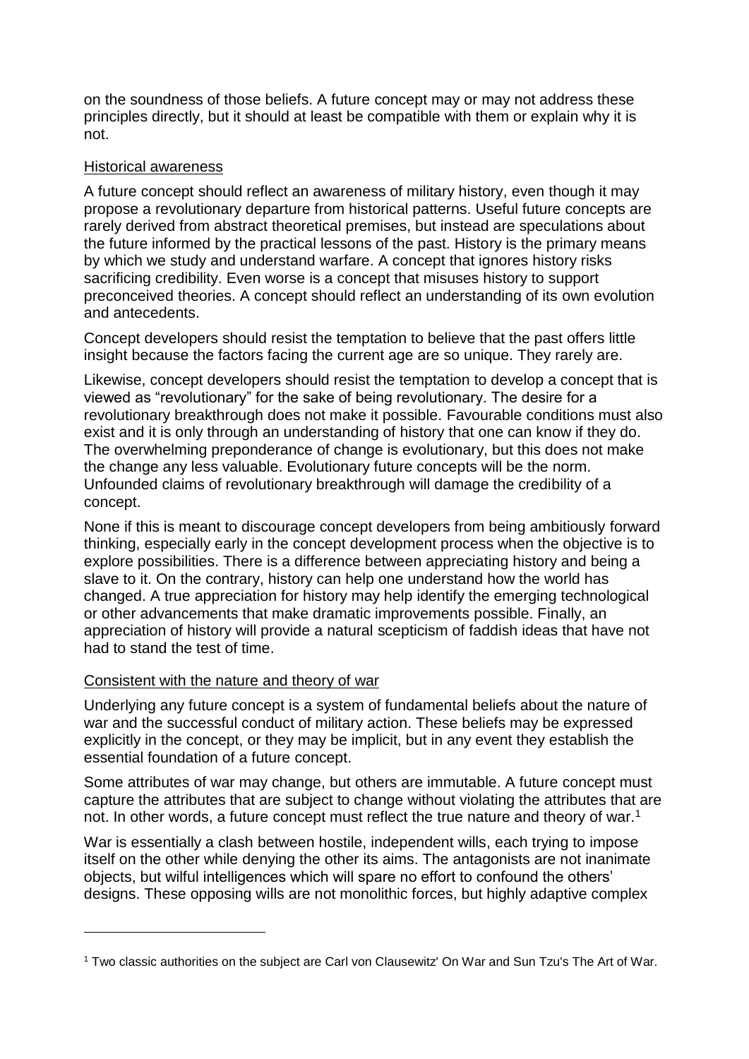on the soundness of those beliefs. A future concept may or may not address these principles directly, but it should at least be compatible with them or explain why it is not.

## Historical awareness

A future concept should reflect an awareness of military history, even though it may propose a revolutionary departure from historical patterns. Useful future concepts are rarely derived from abstract theoretical premises, but instead are speculations about the future informed by the practical lessons of the past. History is the primary means by which we study and understand warfare. A concept that ignores history risks sacrificing credibility. Even worse is a concept that misuses history to support preconceived theories. A concept should reflect an understanding of its own evolution and antecedents.

Concept developers should resist the temptation to believe that the past offers little insight because the factors facing the current age are so unique. They rarely are.

Likewise, concept developers should resist the temptation to develop a concept that is viewed as "revolutionary" for the sake of being revolutionary. The desire for a revolutionary breakthrough does not make it possible. Favourable conditions must also exist and it is only through an understanding of history that one can know if they do. The overwhelming preponderance of change is evolutionary, but this does not make the change any less valuable. Evolutionary future concepts will be the norm. Unfounded claims of revolutionary breakthrough will damage the credibility of a concept.

None if this is meant to discourage concept developers from being ambitiously forward thinking, especially early in the concept development process when the objective is to explore possibilities. There is a difference between appreciating history and being a slave to it. On the contrary, history can help one understand how the world has changed. A true appreciation for history may help identify the emerging technological or other advancements that make dramatic improvements possible. Finally, an appreciation of history will provide a natural scepticism of faddish ideas that have not had to stand the test of time.

## Consistent with the nature and theory of war

Underlying any future concept is a system of fundamental beliefs about the nature of war and the successful conduct of military action. These beliefs may be expressed explicitly in the concept, or they may be implicit, but in any event they establish the essential foundation of a future concept.

Some attributes of war may change, but others are immutable. A future concept must capture the attributes that are subject to change without violating the attributes that are not. In other words, a future concept must reflect the true nature and theory of war.[1]

War is essentially a clash between hostile, independent wills, each trying to impose itself on the other while denying the other its aims. The antagonists are not inanimate objects, but wilful intelligences which will spare no effort to confound the others' designs. These opposing wills are not monolithic forces, but highly adaptive complex

---

[1] Two classic authorities on the subject are Carl von Clausewitz' On War and Sun Tzu's The Art of War.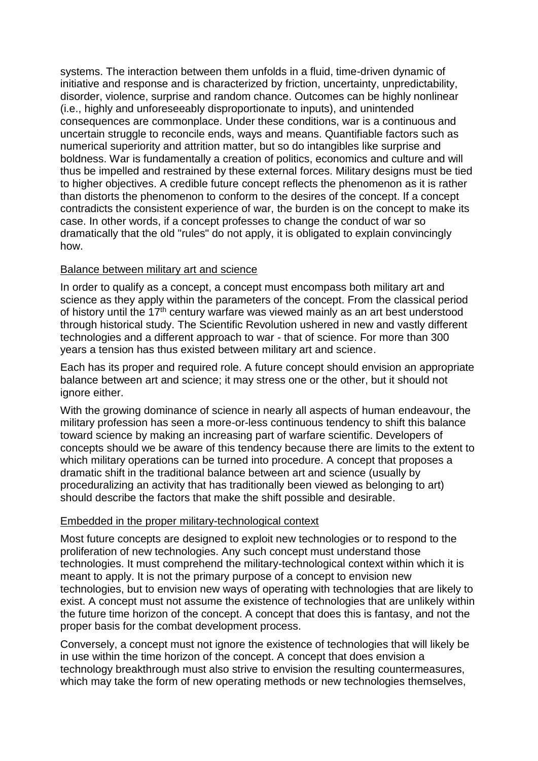systems. The interaction between them unfolds in a fluid, time-driven dynamic of initiative and response and is characterized by friction, uncertainty, unpredictability, disorder, violence, surprise and random chance. Outcomes can be highly nonlinear (i.e., highly and unforeseeably disproportionate to inputs), and unintended consequences are commonplace. Under these conditions, war is a continuous and uncertain struggle to reconcile ends, ways and means. Quantifiable factors such as numerical superiority and attrition matter, but so do intangibles like surprise and boldness. War is fundamentally a creation of politics, economics and culture and will thus be impelled and restrained by these external forces. Military designs must be tied to higher objectives. A credible future concept reflects the phenomenon as it is rather than distorts the phenomenon to conform to the desires of the concept. If a concept contradicts the consistent experience of war, the burden is on the concept to make its case. In other words, if a concept professes to change the conduct of war so dramatically that the old "rules" do not apply, it is obligated to explain convincingly how.

<u>Balance between military art and science</u>

In order to qualify as a concept, a concept must encompass both military art and science as they apply within the parameters of the concept. From the classical period of history until the 17th century warfare was viewed mainly as an art best understood through historical study. The Scientific Revolution ushered in new and vastly different technologies and a different approach to war - that of science. For more than 300 years a tension has thus existed between military art and science.

Each has its proper and required role. A future concept should envision an appropriate balance between art and science; it may stress one or the other, but it should not ignore either.

With the growing dominance of science in nearly all aspects of human endeavour, the military profession has seen a more-or-less continuous tendency to shift this balance toward science by making an increasing part of warfare scientific. Developers of concepts should we be aware of this tendency because there are limits to the extent to which military operations can be turned into procedure. A concept that proposes a dramatic shift in the traditional balance between art and science (usually by proceduralizing an activity that has traditionally been viewed as belonging to art) should describe the factors that make the shift possible and desirable.

<u>Embedded in the proper military-technological context</u>

Most future concepts are designed to exploit new technologies or to respond to the proliferation of new technologies. Any such concept must understand those technologies. It must comprehend the military-technological context within which it is meant to apply. It is not the primary purpose of a concept to envision new technologies, but to envision new ways of operating with technologies that are likely to exist. A concept must not assume the existence of technologies that are unlikely within the future time horizon of the concept. A concept that does this is fantasy, and not the proper basis for the combat development process.

Conversely, a concept must not ignore the existence of technologies that will likely be in use within the time horizon of the concept. A concept that does envision a technology breakthrough must also strive to envision the resulting countermeasures, which may take the form of new operating methods or new technologies themselves,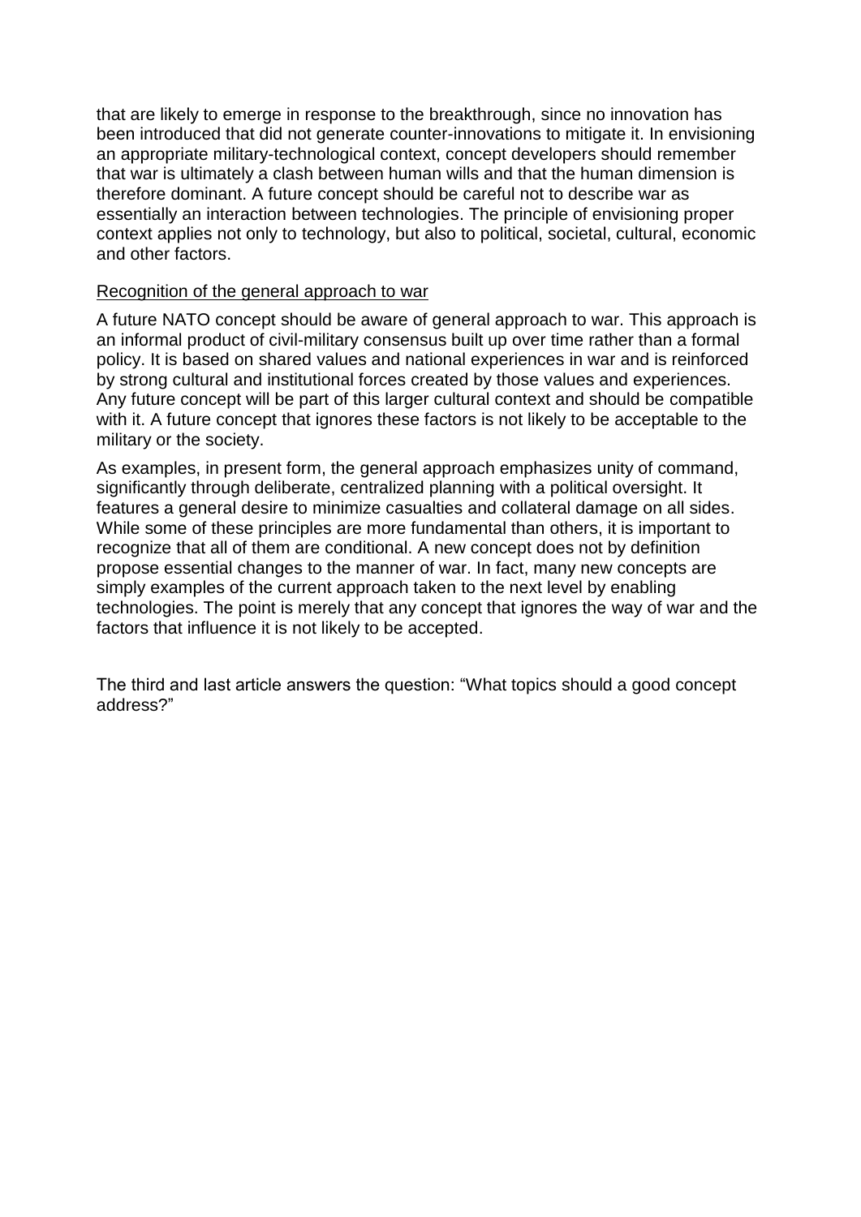that are likely to emerge in response to the breakthrough, since no innovation has been introduced that did not generate counter-innovations to mitigate it. In envisioning an appropriate military-technological context, concept developers should remember that war is ultimately a clash between human wills and that the human dimension is therefore dominant. A future concept should be careful not to describe war as essentially an interaction between technologies. The principle of envisioning proper context applies not only to technology, but also to political, societal, cultural, economic and other factors.

<u>Recognition of the general approach to war</u>

A future NATO concept should be aware of general approach to war. This approach is an informal product of civil-military consensus built up over time rather than a formal policy. It is based on shared values and national experiences in war and is reinforced by strong cultural and institutional forces created by those values and experiences. Any future concept will be part of this larger cultural context and should be compatible with it. A future concept that ignores these factors is not likely to be acceptable to the military or the society.

As examples, in present form, the general approach emphasizes unity of command, significantly through deliberate, centralized planning with a political oversight. It features a general desire to minimize casualties and collateral damage on all sides. While some of these principles are more fundamental than others, it is important to recognize that all of them are conditional. A new concept does not by definition propose essential changes to the manner of war. In fact, many new concepts are simply examples of the current approach taken to the next level by enabling technologies. The point is merely that any concept that ignores the way of war and the factors that influence it is not likely to be accepted.

The third and last article answers the question: "What topics should a good concept address?"